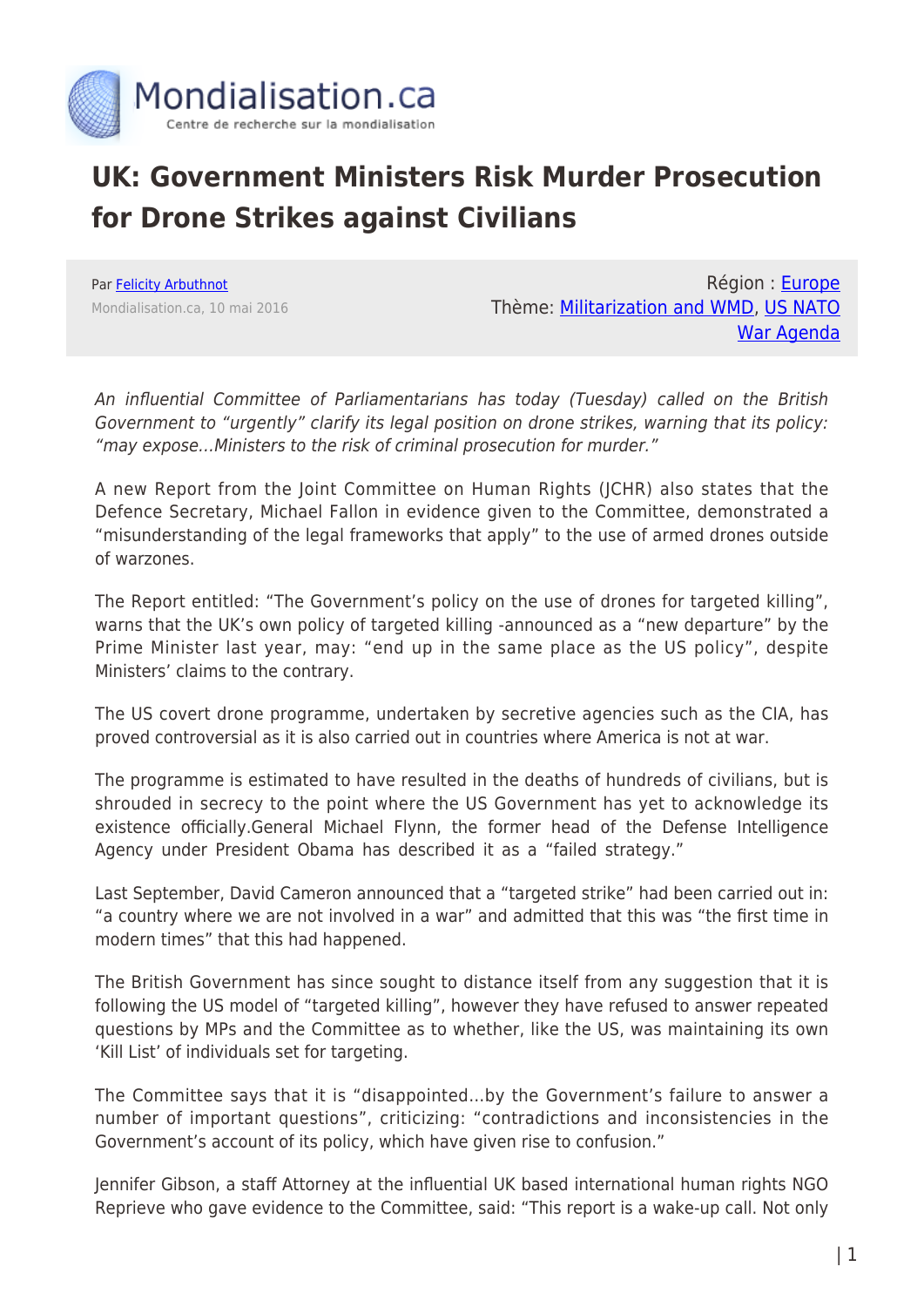# UK: Government Ministers Risk Murder Prosecution for Drone Strikes against Civilians

Par Felicity Arbuthnot

Mondialisation.ca, 10 mai 2016

Région : Europe

Thème: Militarization and WMD, US NATO War Agenda

*An influential Committee of Parliamentarians has today (Tuesday) called on the British Government to "urgently" clarify its legal position on drone strikes, warning that its policy: "may expose…Ministers to the risk of criminal prosecution for murder."*

A new Report from the Joint Committee on Human Rights (JCHR) also states that the Defence Secretary, Michael Fallon in evidence given to the Committee, demonstrated a "misunderstanding of the legal frameworks that apply" to the use of armed drones outside of warzones.

The Report entitled: "The Government's policy on the use of drones for targeted killing", warns that the UK's own policy of targeted killing -announced as a "new departure" by the Prime Minister last year, may: "end up in the same place as the US policy", despite Ministers' claims to the contrary.

The US covert drone programme, undertaken by secretive agencies such as the CIA, has proved controversial as it is also carried out in countries where America is not at war.

The programme is estimated to have resulted in the deaths of hundreds of civilians, but is shrouded in secrecy to the point where the US Government has yet to acknowledge its existence officially.General Michael Flynn, the former head of the Defense Intelligence Agency under President Obama has described it as a "failed strategy."

Last September, David Cameron announced that a "targeted strike" had been carried out in: "a country where we are not involved in a war" and admitted that this was "the first time in modern times" that this had happened.

The British Government has since sought to distance itself from any suggestion that it is following the US model of "targeted killing", however they have refused to answer repeated questions by MPs and the Committee as to whether, like the US, was maintaining its own 'Kill List' of individuals set for targeting.

The Committee says that it is "disappointed…by the Government's failure to answer a number of important questions", criticizing: "contradictions and inconsistencies in the Government's account of its policy, which have given rise to confusion."

Jennifer Gibson, a staff Attorney at the influential UK based international human rights NGO Reprieve who gave evidence to the Committee, said: "This report is a wake-up call. Not only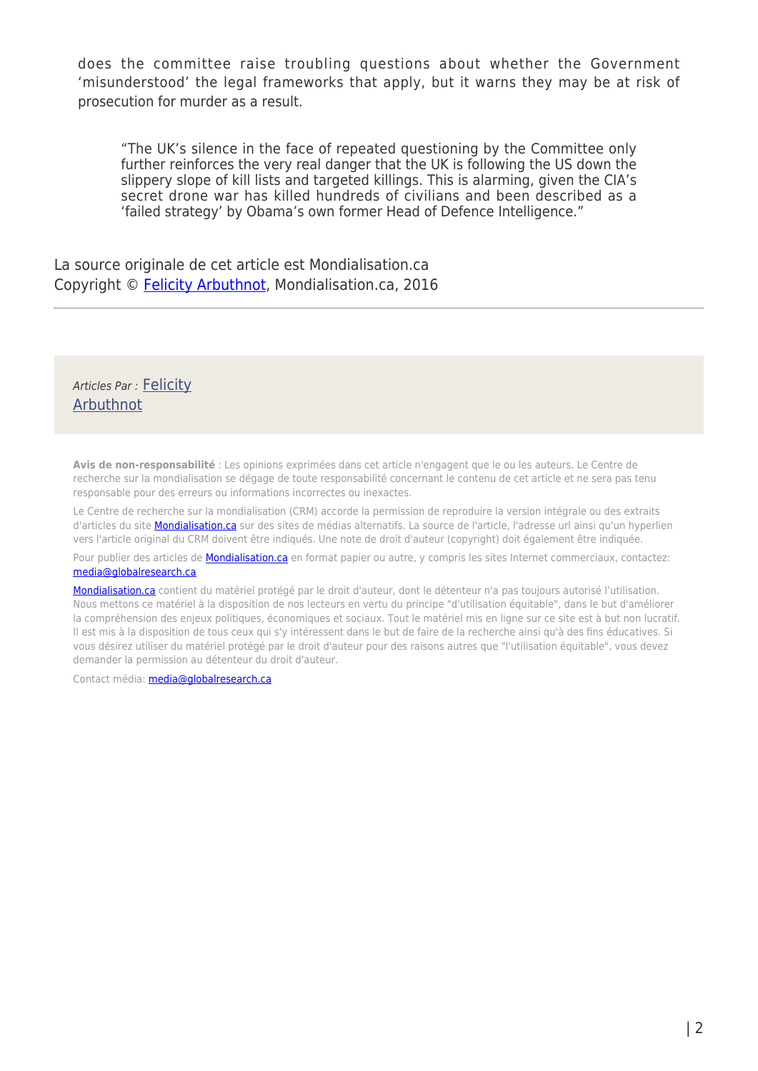does the committee raise troubling questions about whether the Government 'misunderstood' the legal frameworks that apply, but it warns they may be at risk of prosecution for murder as a result.

> "The UK's silence in the face of repeated questioning by the Committee only further reinforces the very real danger that the UK is following the US down the slippery slope of kill lists and targeted killings. This is alarming, given the CIA's secret drone war has killed hundreds of civilians and been described as a 'failed strategy' by Obama's own former Head of Defence Intelligence."

La source originale de cet article est Mondialisation.ca
Copyright © Felicity Arbuthnot, Mondialisation.ca, 2016

---

*Articles Par :* Felicity Arbuthnot

**Avis de non-responsabilité** : Les opinions exprimées dans cet article n'engagent que le ou les auteurs. Le Centre de recherche sur la mondialisation se dégage de toute responsabilité concernant le contenu de cet article et ne sera pas tenu responsable pour des erreurs ou informations incorrectes ou inexactes.

Le Centre de recherche sur la mondialisation (CRM) accorde la permission de reproduire la version intégrale ou des extraits d'articles du site Mondialisation.ca sur des sites de médias alternatifs. La source de l'article, l'adresse url ainsi qu'un hyperlien vers l'article original du CRM doivent être indiqués. Une note de droit d'auteur (copyright) doit également être indiquée.

Pour publier des articles de Mondialisation.ca en format papier ou autre, y compris les sites Internet commerciaux, contactez: media@globalresearch.ca

Mondialisation.ca contient du matériel protégé par le droit d'auteur, dont le détenteur n'a pas toujours autorisé l'utilisation. Nous mettons ce matériel à la disposition de nos lecteurs en vertu du principe "d'utilisation équitable", dans le but d'améliorer la compréhension des enjeux politiques, économiques et sociaux. Tout le matériel mis en ligne sur ce site est à but non lucratif. Il est mis à la disposition de tous ceux qui s'y intéressent dans le but de faire de la recherche ainsi qu'à des fins éducatives. Si vous désirez utiliser du matériel protégé par le droit d'auteur pour des raisons autres que "l'utilisation équitable", vous devez demander la permission au détenteur du droit d'auteur.

Contact média: media@globalresearch.ca